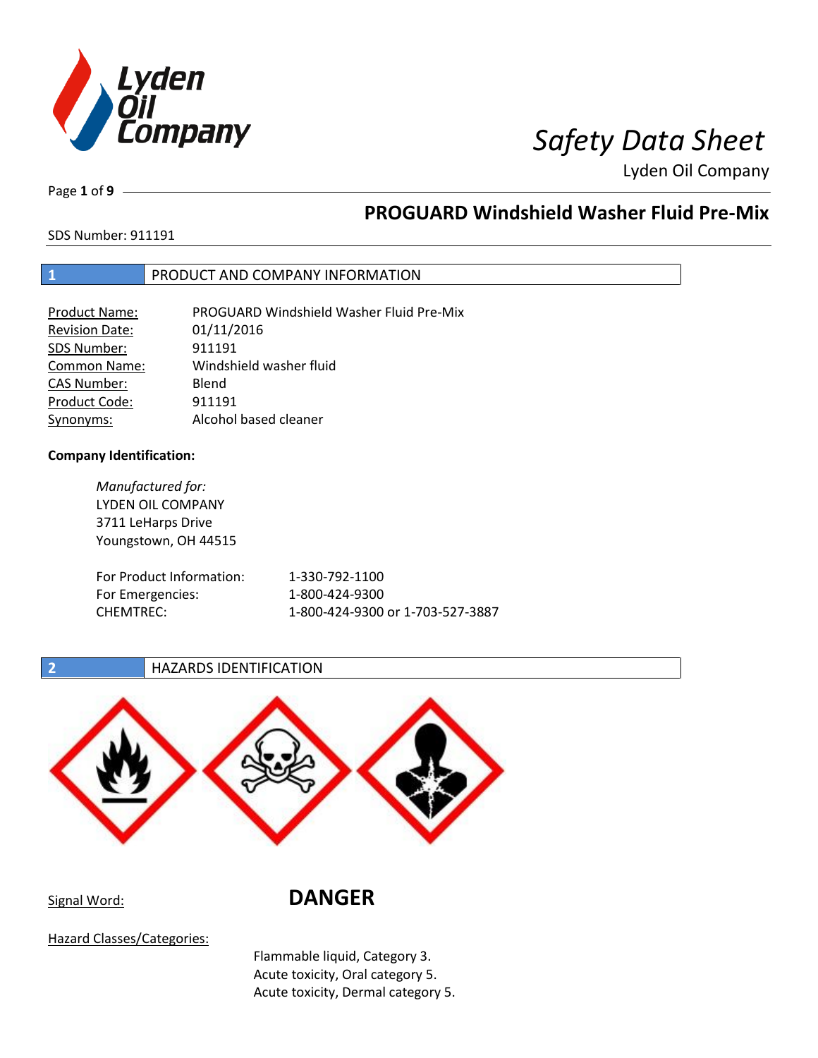# Safety Data Sheet

Lyden Oil Company

## PROGUARD Windshield Washer Fluid Pre-Mix

SDS Number: 911191

## 1 PRODUCT AND COMPANY INFORMATION

| | |
|---|---|
| Product Name: | PROGUARD Windshield Washer Fluid Pre-Mix |
| Revision Date: | 01/11/2016 |
| SDS Number: | 911191 |
| Common Name: | Windshield washer fluid |
| CAS Number: | Blend |
| Product Code: | 911191 |
| Synonyms: | Alcohol based cleaner |

**Company Identification:**

*Manufactured for:*
LYDEN OIL COMPANY
3711 LeHarps Drive
Youngstown, OH 44515

| | |
|---|---|
| For Product Information: | 1-330-792-1100 |
| For Emergencies: | 1-800-424-9300 |
| CHEMTREC: | 1-800-424-9300 or 1-703-527-3887 |

## 2 HAZARDS IDENTIFICATION

Signal Word: **DANGER**

Hazard Classes/Categories:

Flammable liquid, Category 3.
Acute toxicity, Oral category 5.
Acute toxicity, Dermal category 5.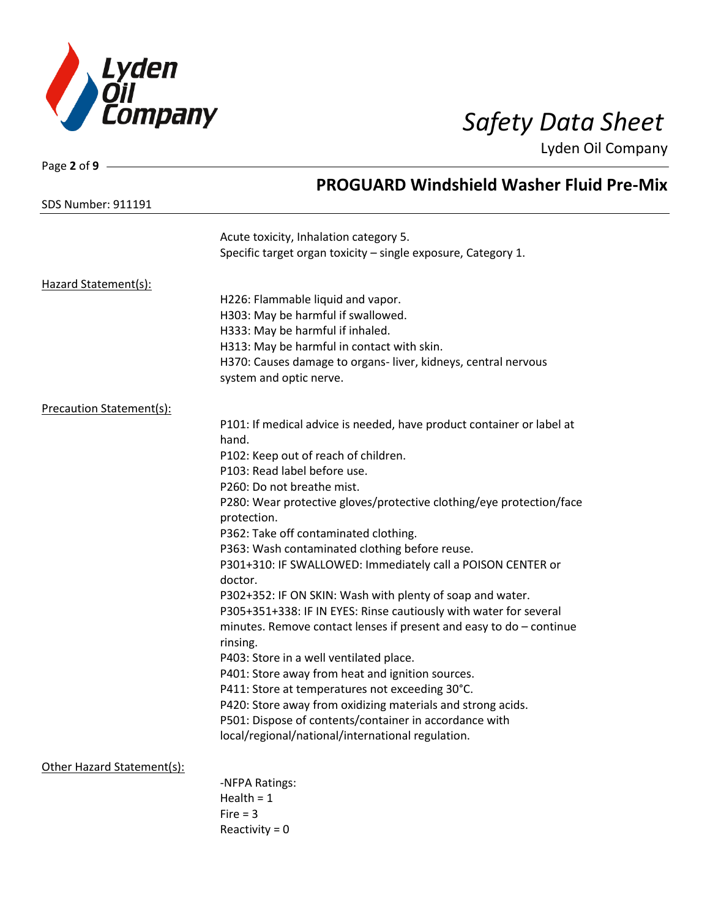Acute toxicity, Inhalation category 5.
Specific target organ toxicity – single exposure, Category 1.

**Hazard Statement(s):**

H226: Flammable liquid and vapor.
H303: May be harmful if swallowed.
H333: May be harmful if inhaled.
H313: May be harmful in contact with skin.
H370: Causes damage to organs- liver, kidneys, central nervous system and optic nerve.

**Precaution Statement(s):**

P101: If medical advice is needed, have product container or label at hand.
P102: Keep out of reach of children.
P103: Read label before use.
P260: Do not breathe mist.
P280: Wear protective gloves/protective clothing/eye protection/face protection.
P362: Take off contaminated clothing.
P363: Wash contaminated clothing before reuse.
P301+310: IF SWALLOWED: Immediately call a POISON CENTER or doctor.
P302+352: IF ON SKIN: Wash with plenty of soap and water.
P305+351+338: IF IN EYES: Rinse cautiously with water for several minutes. Remove contact lenses if present and easy to do – continue rinsing.
P403: Store in a well ventilated place.
P401: Store away from heat and ignition sources.
P411: Store at temperatures not exceeding 30°C.
P420: Store away from oxidizing materials and strong acids.
P501: Dispose of contents/container in accordance with local/regional/national/international regulation.

**Other Hazard Statement(s):**

-NFPA Ratings:
Health = 1
Fire = 3
Reactivity = 0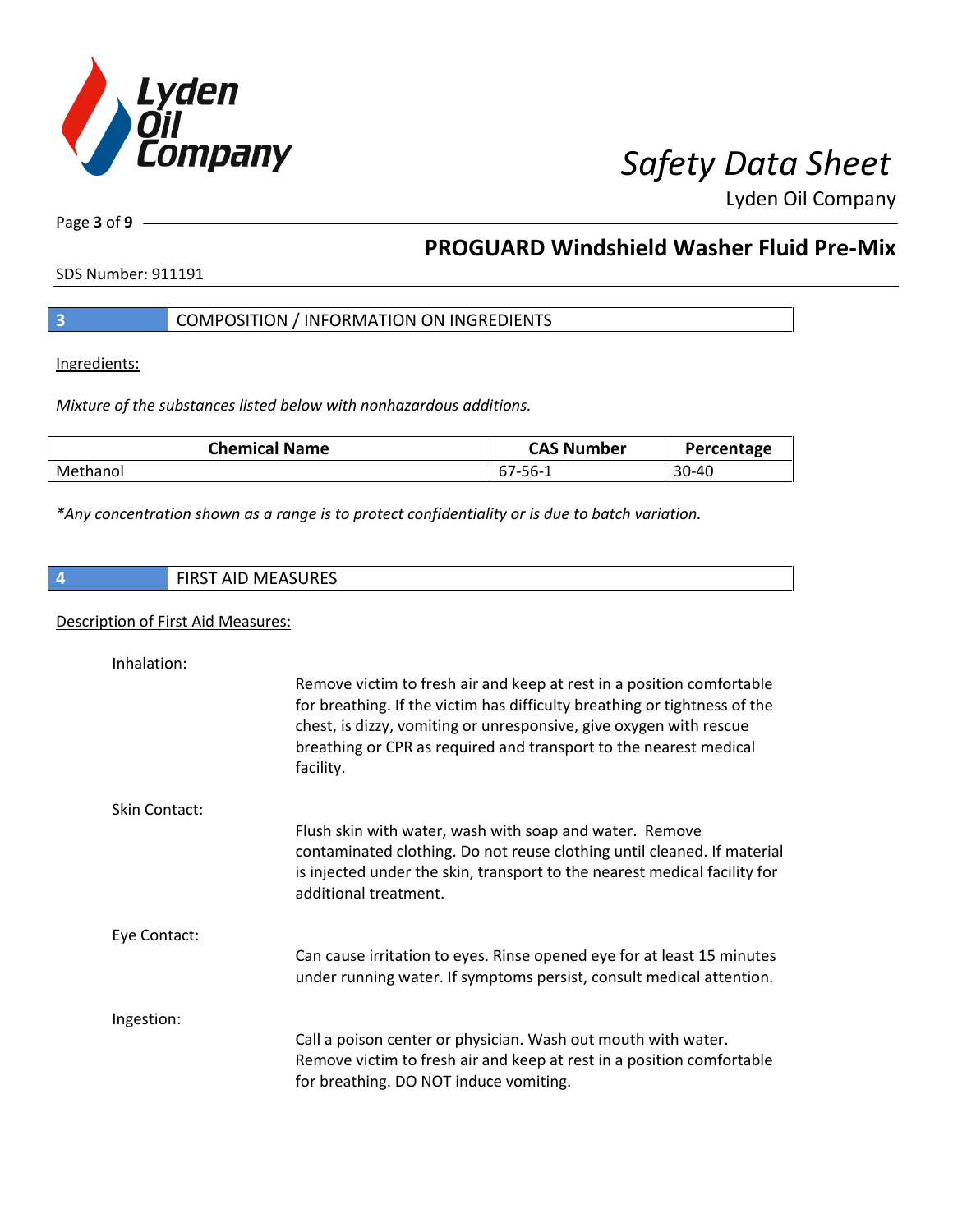## 3 COMPOSITION / INFORMATION ON INGREDIENTS

Ingredients:

*Mixture of the substances listed below with nonhazardous additions.*

| Chemical Name | CAS Number | Percentage |
|---|---|---|
| Methanol | 67-56-1 | 30-40 |

*\*Any concentration shown as a range is to protect confidentiality or is due to batch variation.*

## 4 FIRST AID MEASURES

Description of First Aid Measures:

Inhalation:

Remove victim to fresh air and keep at rest in a position comfortable for breathing. If the victim has difficulty breathing or tightness of the chest, is dizzy, vomiting or unresponsive, give oxygen with rescue breathing or CPR as required and transport to the nearest medical facility.

Skin Contact:

Flush skin with water, wash with soap and water. Remove contaminated clothing. Do not reuse clothing until cleaned. If material is injected under the skin, transport to the nearest medical facility for additional treatment.

Eye Contact:

Can cause irritation to eyes. Rinse opened eye for at least 15 minutes under running water. If symptoms persist, consult medical attention.

Ingestion:

Call a poison center or physician. Wash out mouth with water. Remove victim to fresh air and keep at rest in a position comfortable for breathing. DO NOT induce vomiting.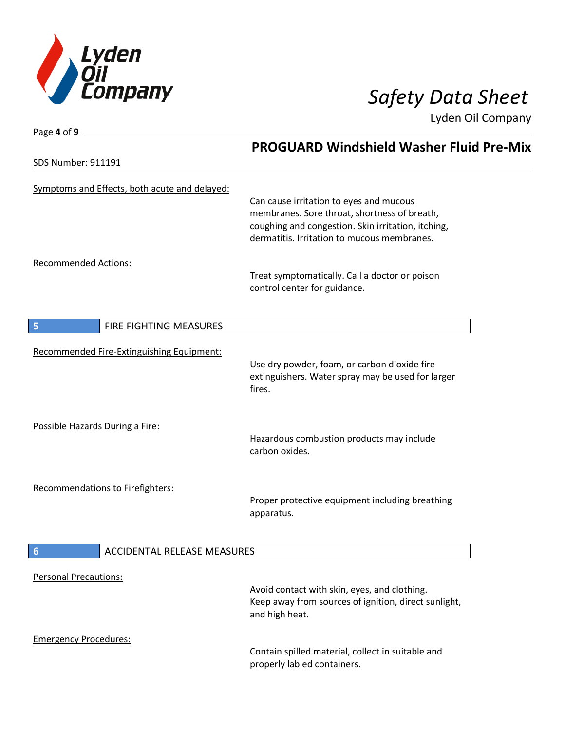SDS Number: 911191

## PROGUARD Windshield Washer Fluid Pre-Mix

Symptoms and Effects, both acute and delayed:

Can cause irritation to eyes and mucous membranes. Sore throat, shortness of breath, coughing and congestion. Skin irritation, itching, dermatitis. Irritation to mucous membranes.

Recommended Actions:

Treat symptomatically. Call a doctor or poison control center for guidance.

## 5 FIRE FIGHTING MEASURES

Recommended Fire-Extinguishing Equipment:

Use dry powder, foam, or carbon dioxide fire extinguishers. Water spray may be used for larger fires.

Possible Hazards During a Fire:

Hazardous combustion products may include carbon oxides.

Recommendations to Firefighters:

Proper protective equipment including breathing apparatus.

## 6 ACCIDENTAL RELEASE MEASURES

Personal Precautions:

Avoid contact with skin, eyes, and clothing.
Keep away from sources of ignition, direct sunlight, and high heat.

Emergency Procedures:

Contain spilled material, collect in suitable and properly labled containers.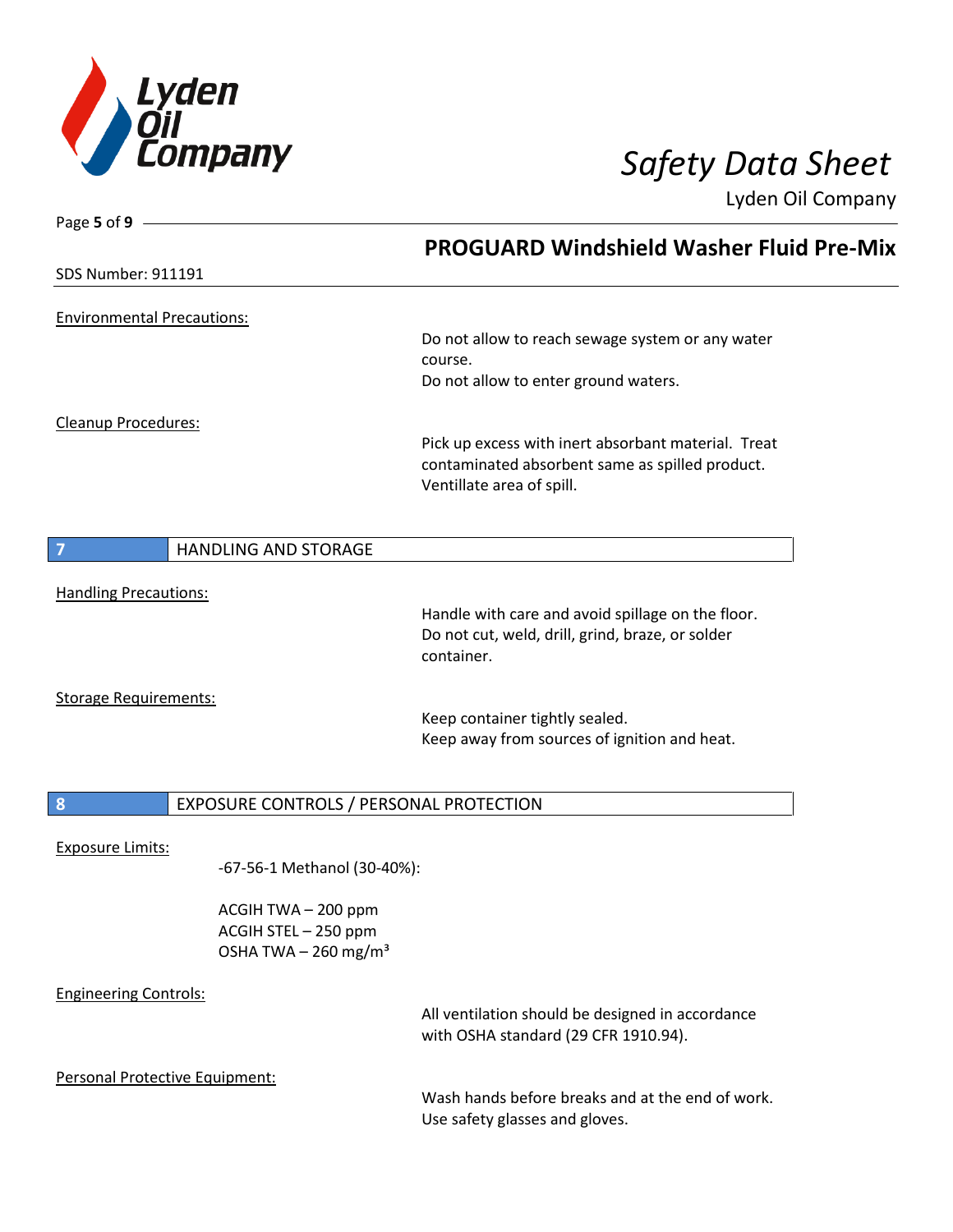## PROGUARD Windshield Washer Fluid Pre-Mix

SDS Number: 911191

Environmental Precautions:

Do not allow to reach sewage system or any water course.
Do not allow to enter ground waters.

Cleanup Procedures:

Pick up excess with inert absorbant material. Treat contaminated absorbent same as spilled product. Ventillate area of spill.

## 7 HANDLING AND STORAGE

Handling Precautions:

Handle with care and avoid spillage on the floor. Do not cut, weld, drill, grind, braze, or solder container.

Storage Requirements:

Keep container tightly sealed.
Keep away from sources of ignition and heat.

## 8 EXPOSURE CONTROLS / PERSONAL PROTECTION

Exposure Limits:

-67-56-1 Methanol (30-40%):

ACGIH TWA – 200 ppm
ACGIH STEL – 250 ppm
OSHA TWA – 260 mg/m³

Engineering Controls:

All ventilation should be designed in accordance with OSHA standard (29 CFR 1910.94).

Personal Protective Equipment:

Wash hands before breaks and at the end of work.
Use safety glasses and gloves.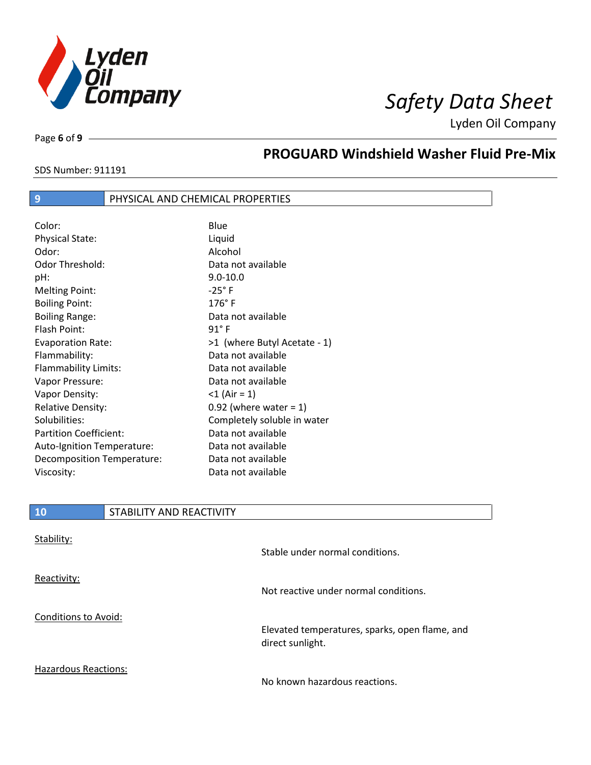## PROGUARD Windshield Washer Fluid Pre-Mix

SDS Number: 911191

## 9 PHYSICAL AND CHEMICAL PROPERTIES

| | |
|---|---|
| Color: | Blue |
| Physical State: | Liquid |
| Odor: | Alcohol |
| Odor Threshold: | Data not available |
| pH: | 9.0-10.0 |
| Melting Point: | -25° F |
| Boiling Point: | 176° F |
| Boiling Range: | Data not available |
| Flash Point: | 91° F |
| Evaporation Rate: | >1 (where Butyl Acetate - 1) |
| Flammability: | Data not available |
| Flammability Limits: | Data not available |
| Vapor Pressure: | Data not available |
| Vapor Density: | <1 (Air = 1) |
| Relative Density: | 0.92 (where water = 1) |
| Solubilities: | Completely soluble in water |
| Partition Coefficient: | Data not available |
| Auto-Ignition Temperature: | Data not available |
| Decomposition Temperature: | Data not available |
| Viscosity: | Data not available |

## 10 STABILITY AND REACTIVITY

| | |
|---|---|
| Stability: | Stable under normal conditions. |
| Reactivity: | Not reactive under normal conditions. |
| Conditions to Avoid: | Elevated temperatures, sparks, open flame, and direct sunlight. |
| Hazardous Reactions: | No known hazardous reactions. |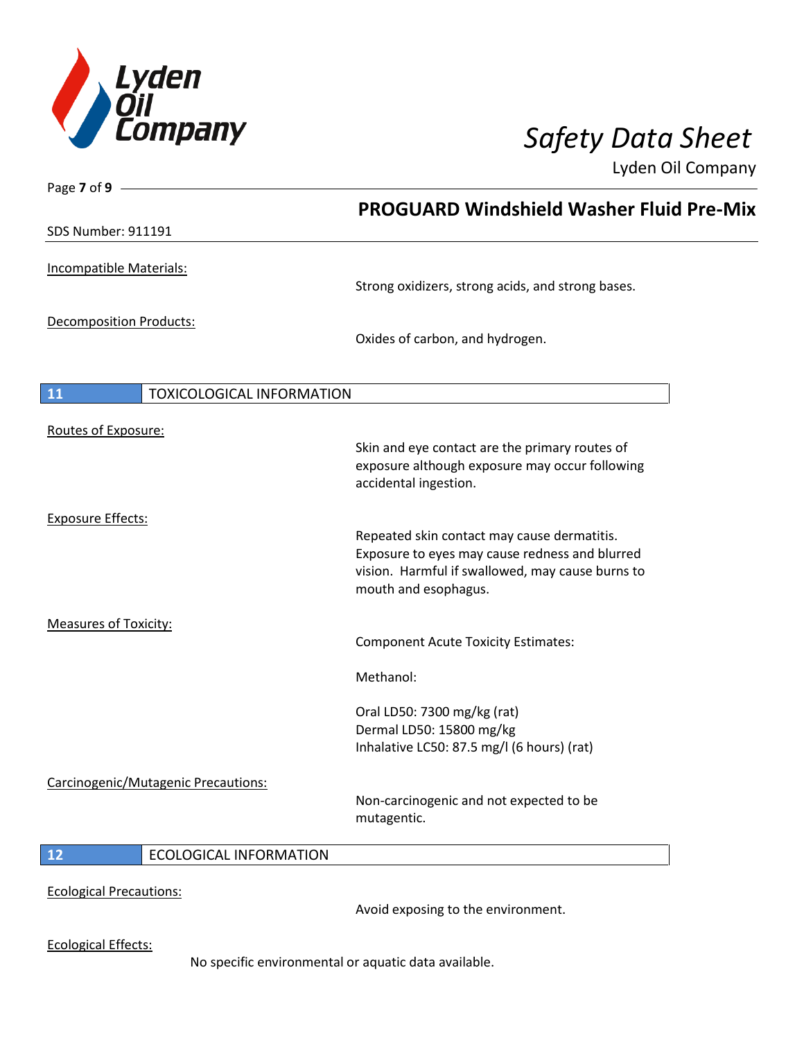Incompatible Materials:

Strong oxidizers, strong acids, and strong bases.

Decomposition Products:

Oxides of carbon, and hydrogen.

## 11 TOXICOLOGICAL INFORMATION

Routes of Exposure:

Skin and eye contact are the primary routes of exposure although exposure may occur following accidental ingestion.

Exposure Effects:

Repeated skin contact may cause dermatitis. Exposure to eyes may cause redness and blurred vision. Harmful if swallowed, may cause burns to mouth and esophagus.

Measures of Toxicity:

Component Acute Toxicity Estimates:

Methanol:

Oral LD50: 7300 mg/kg (rat)
Dermal LD50: 15800 mg/kg
Inhalative LC50: 87.5 mg/l (6 hours) (rat)

Carcinogenic/Mutagenic Precautions:

Non-carcinogenic and not expected to be mutagentic.

## 12 ECOLOGICAL INFORMATION

Ecological Precautions:

Avoid exposing to the environment.

Ecological Effects:

No specific environmental or aquatic data available.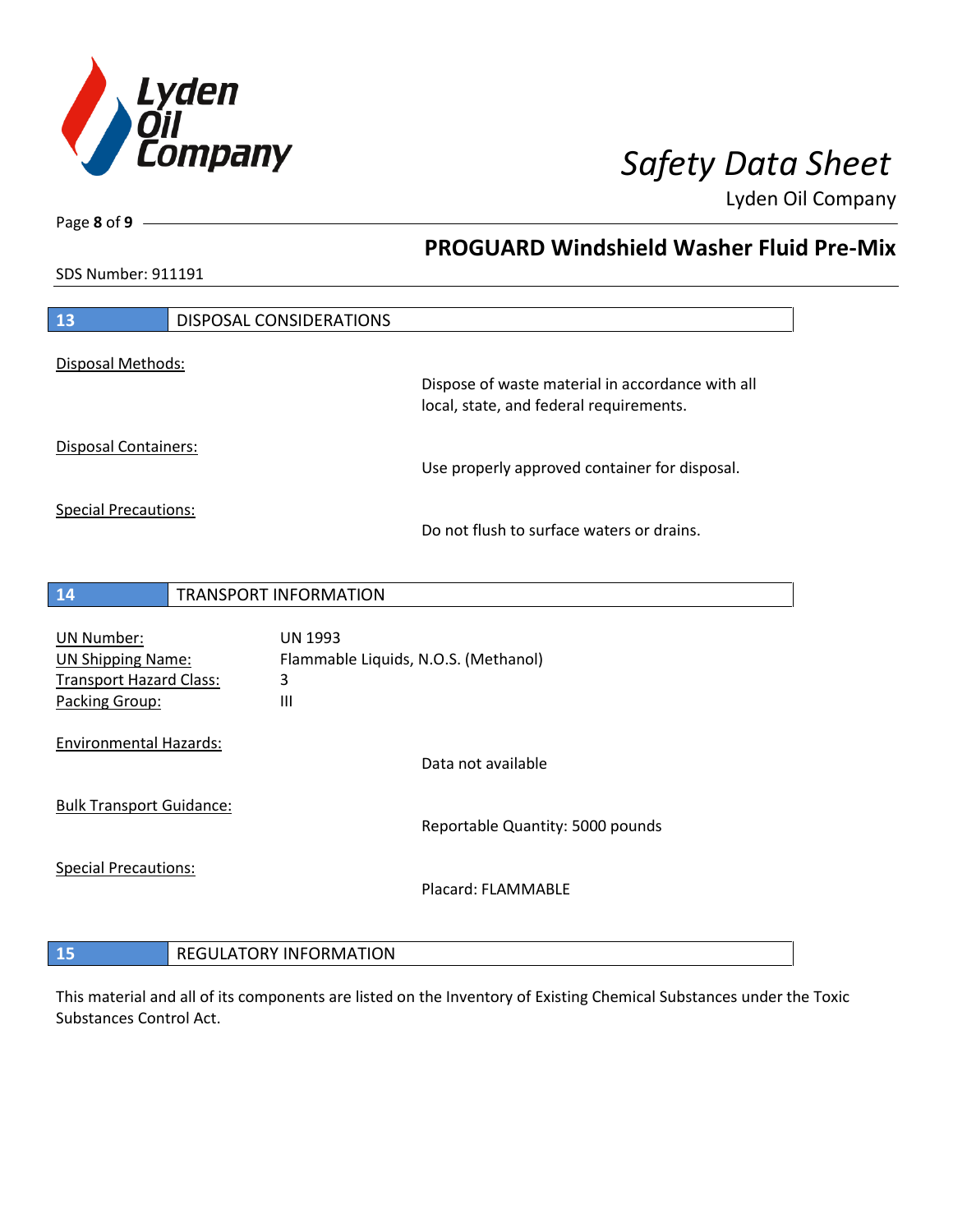## 13 DISPOSAL CONSIDERATIONS

Disposal Methods:

Dispose of waste material in accordance with all local, state, and federal requirements.

Disposal Containers:

Use properly approved container for disposal.

Special Precautions:

Do not flush to surface waters or drains.

## 14 TRANSPORT INFORMATION

| | |
|---|---|
| UN Number: | UN 1993 |
| UN Shipping Name: | Flammable Liquids, N.O.S. (Methanol) |
| Transport Hazard Class: | 3 |
| Packing Group: | III |

Environmental Hazards:

Data not available

Bulk Transport Guidance:

Reportable Quantity: 5000 pounds

Special Precautions:

Placard: FLAMMABLE

## 15 REGULATORY INFORMATION

This material and all of its components are listed on the Inventory of Existing Chemical Substances under the Toxic Substances Control Act.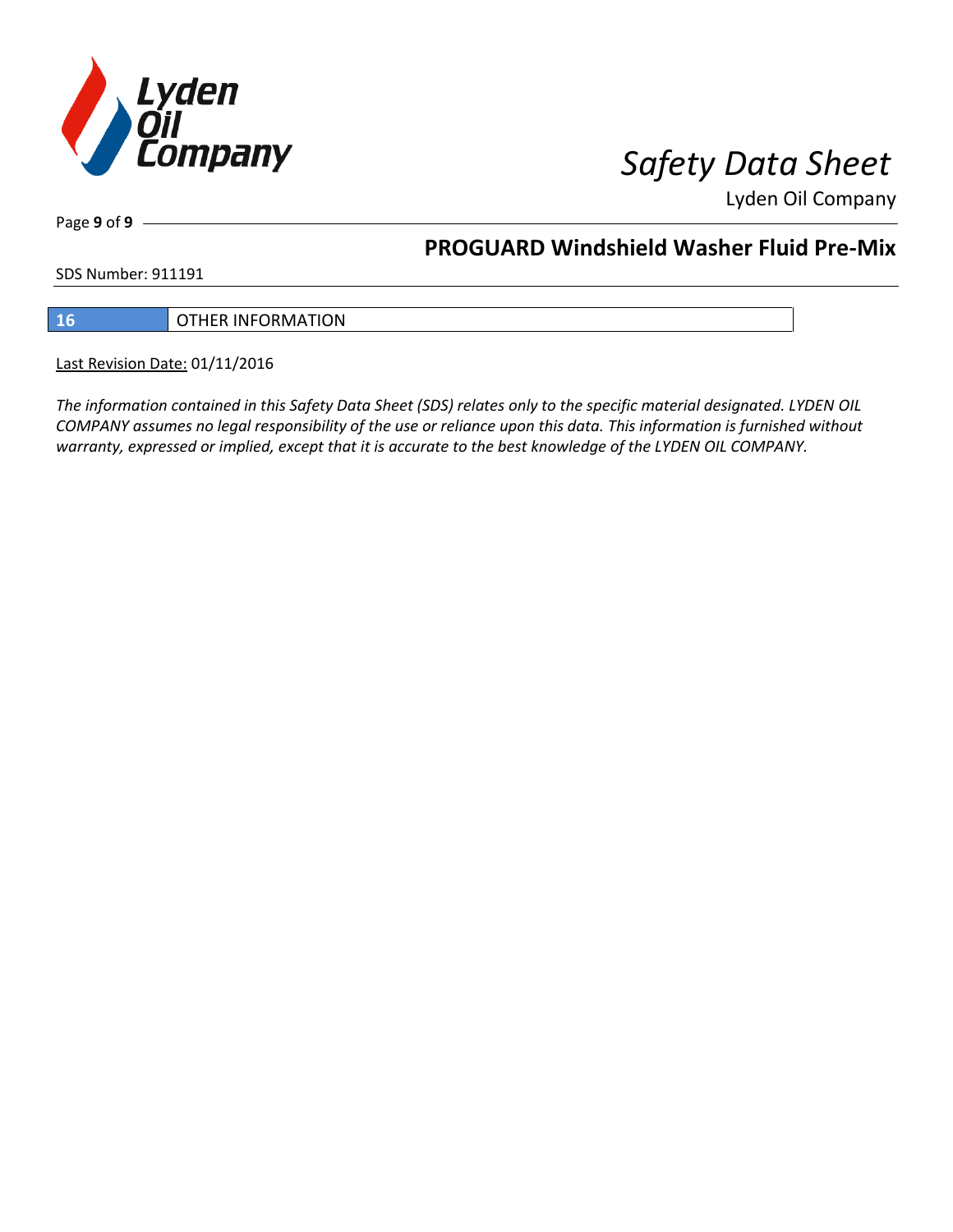## 16 OTHER INFORMATION

Last Revision Date: 01/11/2016

*The information contained in this Safety Data Sheet (SDS) relates only to the specific material designated. LYDEN OIL COMPANY assumes no legal responsibility of the use or reliance upon this data. This information is furnished without warranty, expressed or implied, except that it is accurate to the best knowledge of the LYDEN OIL COMPANY.*